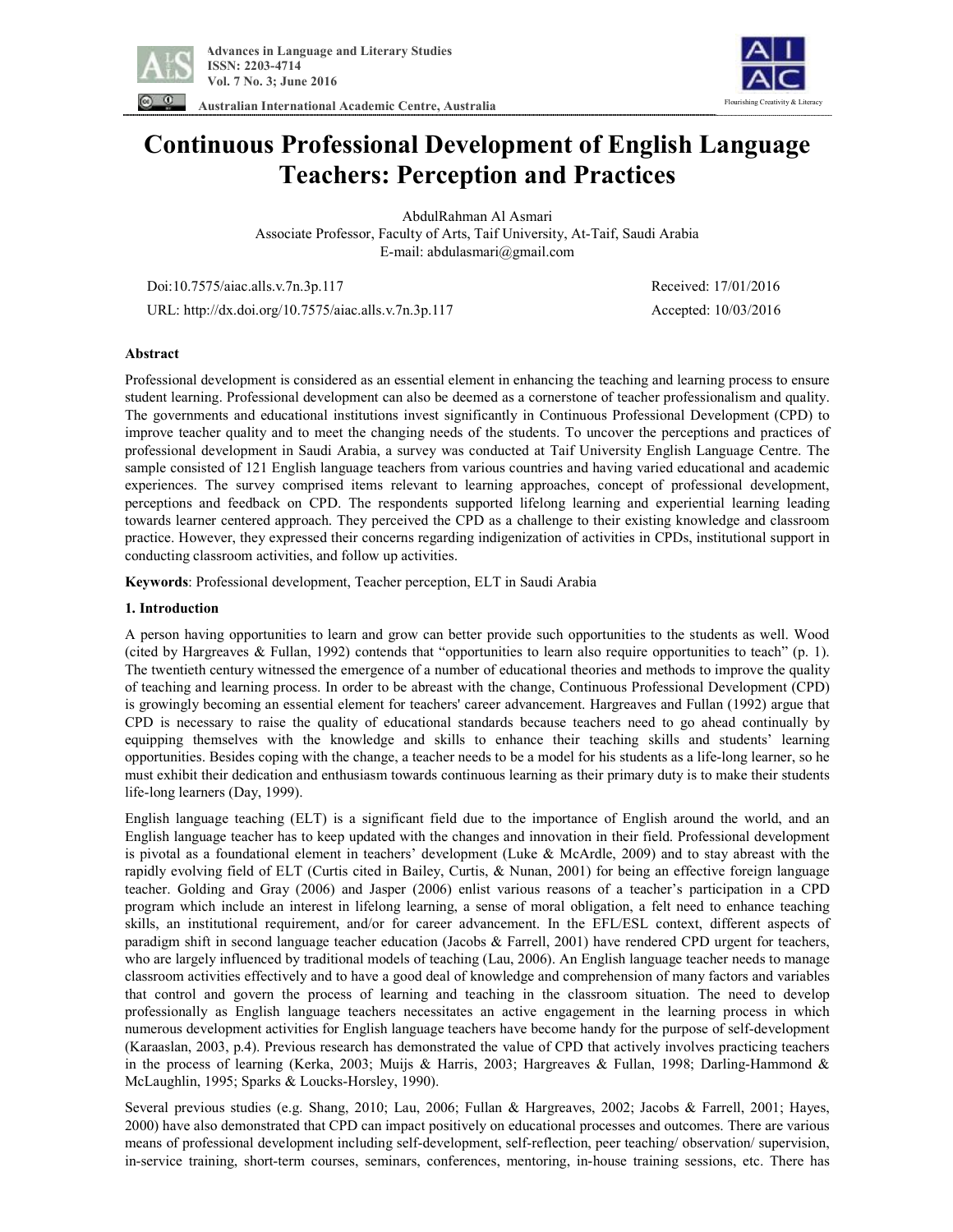# Continuous Professional Development of English Language Teachers: Perception and Practices

AbdulRahman Al Asmari
Associate Professor, Faculty of Arts, Taif University, At-Taif, Saudi Arabia
E-mail: abdulasmari@gmail.com

Doi:10.7575/aiac.alls.v.7n.3p.117
URL: http://dx.doi.org/10.7575/aiac.alls.v.7n.3p.117

Received: 17/01/2016
Accepted: 10/03/2016

## Abstract

Professional development is considered as an essential element in enhancing the teaching and learning process to ensure student learning. Professional development can also be deemed as a cornerstone of teacher professionalism and quality. The governments and educational institutions invest significantly in Continuous Professional Development (CPD) to improve teacher quality and to meet the changing needs of the students. To uncover the perceptions and practices of professional development in Saudi Arabia, a survey was conducted at Taif University English Language Centre. The sample consisted of 121 English language teachers from various countries and having varied educational and academic experiences. The survey comprised items relevant to learning approaches, concept of professional development, perceptions and feedback on CPD. The respondents supported lifelong learning and experiential learning leading towards learner centered approach. They perceived the CPD as a challenge to their existing knowledge and classroom practice. However, they expressed their concerns regarding indigenization of activities in CPDs, institutional support in conducting classroom activities, and follow up activities.

**Keywords**: Professional development, Teacher perception, ELT in Saudi Arabia

## 1. Introduction

A person having opportunities to learn and grow can better provide such opportunities to the students as well. Wood (cited by Hargreaves & Fullan, 1992) contends that "opportunities to learn also require opportunities to teach" (p. 1). The twentieth century witnessed the emergence of a number of educational theories and methods to improve the quality of teaching and learning process. In order to be abreast with the change, Continuous Professional Development (CPD) is growingly becoming an essential element for teachers' career advancement. Hargreaves and Fullan (1992) argue that CPD is necessary to raise the quality of educational standards because teachers need to go ahead continually by equipping themselves with the knowledge and skills to enhance their teaching skills and students' learning opportunities. Besides coping with the change, a teacher needs to be a model for his students as a life-long learner, so he must exhibit their dedication and enthusiasm towards continuous learning as their primary duty is to make their students life-long learners (Day, 1999).

English language teaching (ELT) is a significant field due to the importance of English around the world, and an English language teacher has to keep updated with the changes and innovation in their field. Professional development is pivotal as a foundational element in teachers' development (Luke & McArdle, 2009) and to stay abreast with the rapidly evolving field of ELT (Curtis cited in Bailey, Curtis, & Nunan, 2001) for being an effective foreign language teacher. Golding and Gray (2006) and Jasper (2006) enlist various reasons of a teacher's participation in a CPD program which include an interest in lifelong learning, a sense of moral obligation, a felt need to enhance teaching skills, an institutional requirement, and/or for career advancement. In the EFL/ESL context, different aspects of paradigm shift in second language teacher education (Jacobs & Farrell, 2001) have rendered CPD urgent for teachers, who are largely influenced by traditional models of teaching (Lau, 2006). An English language teacher needs to manage classroom activities effectively and to have a good deal of knowledge and comprehension of many factors and variables that control and govern the process of learning and teaching in the classroom situation. The need to develop professionally as English language teachers necessitates an active engagement in the learning process in which numerous development activities for English language teachers have become handy for the purpose of self-development (Karaaslan, 2003, p.4). Previous research has demonstrated the value of CPD that actively involves practicing teachers in the process of learning (Kerka, 2003; Muijs & Harris, 2003; Hargreaves & Fullan, 1998; Darling-Hammond & McLaughlin, 1995; Sparks & Loucks-Horsley, 1990).

Several previous studies (e.g. Shang, 2010; Lau, 2006; Fullan & Hargreaves, 2002; Jacobs & Farrell, 2001; Hayes, 2000) have also demonstrated that CPD can impact positively on educational processes and outcomes. There are various means of professional development including self-development, self-reflection, peer teaching/ observation/ supervision, in-service training, short-term courses, seminars, conferences, mentoring, in-house training sessions, etc. There has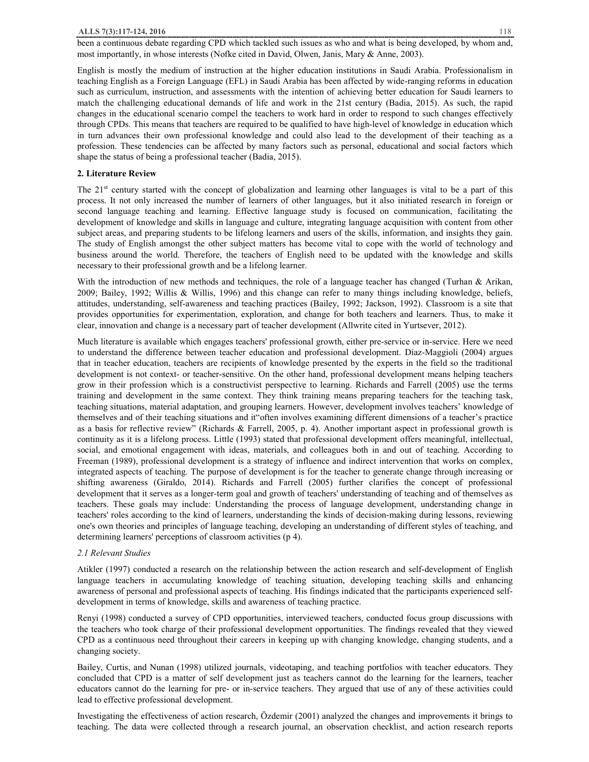been a continuous debate regarding CPD which tackled such issues as who and what is being developed, by whom and, most importantly, in whose interests (Nofke cited in David, Olwen, Janis, Mary & Anne, 2003).

English is mostly the medium of instruction at the higher education institutions in Saudi Arabia. Professionalism in teaching English as a Foreign Language (EFL) in Saudi Arabia has been affected by wide-ranging reforms in education such as curriculum, instruction, and assessments with the intention of achieving better education for Saudi learners to match the challenging educational demands of life and work in the 21st century (Badia, 2015). As such, the rapid changes in the educational scenario compel the teachers to work hard in order to respond to such changes effectively through CPDs. This means that teachers are required to be qualified to have high-level of knowledge in education which in turn advances their own professional knowledge and could also lead to the development of their teaching as a profession. These tendencies can be affected by many factors such as personal, educational and social factors which shape the status of being a professional teacher (Badia, 2015).

## 2. Literature Review

The 21st century started with the concept of globalization and learning other languages is vital to be a part of this process. It not only increased the number of learners of other languages, but it also initiated research in foreign or second language teaching and learning. Effective language study is focused on communication, facilitating the development of knowledge and skills in language and culture, integrating language acquisition with content from other subject areas, and preparing students to be lifelong learners and users of the skills, information, and insights they gain. The study of English amongst the other subject matters has become vital to cope with the world of technology and business around the world. Therefore, the teachers of English need to be updated with the knowledge and skills necessary to their professional growth and be a lifelong learner.

With the introduction of new methods and techniques, the role of a language teacher has changed (Turhan & Arikan, 2009; Bailey, 1992; Willis & Willis, 1996) and this change can refer to many things including knowledge, beliefs, attitudes, understanding, self-awareness and teaching practices (Bailey, 1992; Jackson, 1992). Classroom is a site that provides opportunities for experimentation, exploration, and change for both teachers and learners. Thus, to make it clear, innovation and change is a necessary part of teacher development (Allwrite cited in Yurtsever, 2012).

Much literature is available which engages teachers' professional growth, either pre-service or in-service. Here we need to understand the difference between teacher education and professional development. Díaz-Maggioli (2004) argues that in teacher education, teachers are recipients of knowledge presented by the experts in the field so the traditional development is not context- or teacher-sensitive. On the other hand, professional development means helping teachers grow in their profession which is a constructivist perspective to learning. Richards and Farrell (2005) use the terms training and development in the same context. They think training means preparing teachers for the teaching task, teaching situations, material adaptation, and grouping learners. However, development involves teachers' knowledge of themselves and of their teaching situations and it"often involves examining different dimensions of a teacher's practice as a basis for reflective review" (Richards & Farrell, 2005, p. 4). Another important aspect in professional growth is continuity as it is a lifelong process. Little (1993) stated that professional development offers meaningful, intellectual, social, and emotional engagement with ideas, materials, and colleagues both in and out of teaching. According to Freeman (1989), professional development is a strategy of influence and indirect intervention that works on complex, integrated aspects of teaching. The purpose of development is for the teacher to generate change through increasing or shifting awareness (Giraldo, 2014). Richards and Farrell (2005) further clarifies the concept of professional development that it serves as a longer-term goal and growth of teachers' understanding of teaching and of themselves as teachers. These goals may include: Understanding the process of language development, understanding change in teachers' roles according to the kind of learners, understanding the kinds of decision-making during lessons, reviewing one's own theories and principles of language teaching, developing an understanding of different styles of teaching, and determining learners' perceptions of classroom activities (p 4).

### *2.1 Relevant Studies*

Atikler (1997) conducted a research on the relationship between the action research and self-development of English language teachers in accumulating knowledge of teaching situation, developing teaching skills and enhancing awareness of personal and professional aspects of teaching. His findings indicated that the participants experienced self-development in terms of knowledge, skills and awareness of teaching practice.

Renyi (1998) conducted a survey of CPD opportunities, interviewed teachers, conducted focus group discussions with the teachers who took charge of their professional development opportunities. The findings revealed that they viewed CPD as a continuous need throughout their careers in keeping up with changing knowledge, changing students, and a changing society.

Bailey, Curtis, and Nunan (1998) utilized journals, videotaping, and teaching portfolios with teacher educators. They concluded that CPD is a matter of self development just as teachers cannot do the learning for the learners, teacher educators cannot do the learning for pre- or in-service teachers. They argued that use of any of these activities could lead to effective professional development.

Investigating the effectiveness of action research, Özdemir (2001) analyzed the changes and improvements it brings to teaching. The data were collected through a research journal, an observation checklist, and action research reports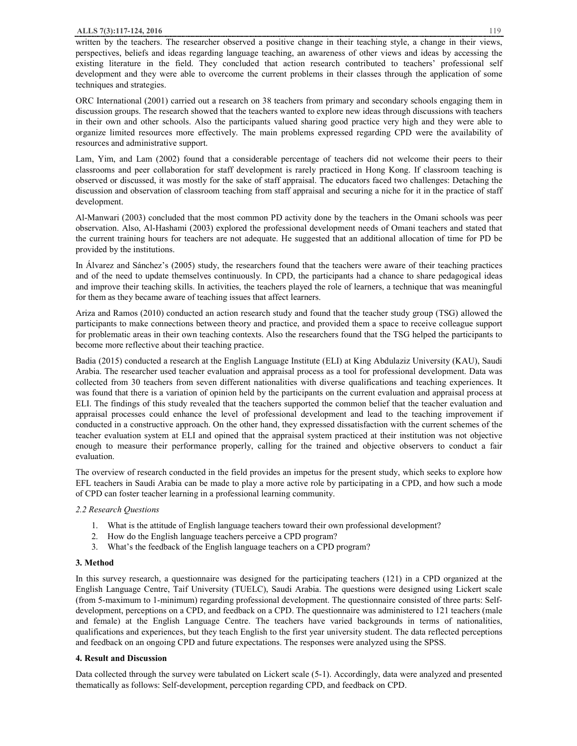written by the teachers. The researcher observed a positive change in their teaching style, a change in their views, perspectives, beliefs and ideas regarding language teaching, an awareness of other views and ideas by accessing the existing literature in the field. They concluded that action research contributed to teachers' professional self development and they were able to overcome the current problems in their classes through the application of some techniques and strategies.

ORC International (2001) carried out a research on 38 teachers from primary and secondary schools engaging them in discussion groups. The research showed that the teachers wanted to explore new ideas through discussions with teachers in their own and other schools. Also the participants valued sharing good practice very high and they were able to organize limited resources more effectively. The main problems expressed regarding CPD were the availability of resources and administrative support.

Lam, Yim, and Lam (2002) found that a considerable percentage of teachers did not welcome their peers to their classrooms and peer collaboration for staff development is rarely practiced in Hong Kong. If classroom teaching is observed or discussed, it was mostly for the sake of staff appraisal. The educators faced two challenges: Detaching the discussion and observation of classroom teaching from staff appraisal and securing a niche for it in the practice of staff development.

Al-Manwari (2003) concluded that the most common PD activity done by the teachers in the Omani schools was peer observation. Also, Al-Hashami (2003) explored the professional development needs of Omani teachers and stated that the current training hours for teachers are not adequate. He suggested that an additional allocation of time for PD be provided by the institutions.

In Álvarez and Sánchez's (2005) study, the researchers found that the teachers were aware of their teaching practices and of the need to update themselves continuously. In CPD, the participants had a chance to share pedagogical ideas and improve their teaching skills. In activities, the teachers played the role of learners, a technique that was meaningful for them as they became aware of teaching issues that affect learners.

Ariza and Ramos (2010) conducted an action research study and found that the teacher study group (TSG) allowed the participants to make connections between theory and practice, and provided them a space to receive colleague support for problematic areas in their own teaching contexts. Also the researchers found that the TSG helped the participants to become more reflective about their teaching practice.

Badia (2015) conducted a research at the English Language Institute (ELI) at King Abdulaziz University (KAU), Saudi Arabia. The researcher used teacher evaluation and appraisal process as a tool for professional development. Data was collected from 30 teachers from seven different nationalities with diverse qualifications and teaching experiences. It was found that there is a variation of opinion held by the participants on the current evaluation and appraisal process at ELI. The findings of this study revealed that the teachers supported the common belief that the teacher evaluation and appraisal processes could enhance the level of professional development and lead to the teaching improvement if conducted in a constructive approach. On the other hand, they expressed dissatisfaction with the current schemes of the teacher evaluation system at ELI and opined that the appraisal system practiced at their institution was not objective enough to measure their performance properly, calling for the trained and objective observers to conduct a fair evaluation.

The overview of research conducted in the field provides an impetus for the present study, which seeks to explore how EFL teachers in Saudi Arabia can be made to play a more active role by participating in a CPD, and how such a mode of CPD can foster teacher learning in a professional learning community.

### *2.2 Research Questions*

1. What is the attitude of English language teachers toward their own professional development?
2. How do the English language teachers perceive a CPD program?
3. What's the feedback of the English language teachers on a CPD program?

## 3. Method

In this survey research, a questionnaire was designed for the participating teachers (121) in a CPD organized at the English Language Centre, Taif University (TUELC), Saudi Arabia. The questions were designed using Lickert scale (from 5-maximum to 1-minimum) regarding professional development. The questionnaire consisted of three parts: Self-development, perceptions on a CPD, and feedback on a CPD. The questionnaire was administered to 121 teachers (male and female) at the English Language Centre. The teachers have varied backgrounds in terms of nationalities, qualifications and experiences, but they teach English to the first year university student. The data reflected perceptions and feedback on an ongoing CPD and future expectations. The responses were analyzed using the SPSS.

## 4. Result and Discussion

Data collected through the survey were tabulated on Lickert scale (5-1). Accordingly, data were analyzed and presented thematically as follows: Self-development, perception regarding CPD, and feedback on CPD.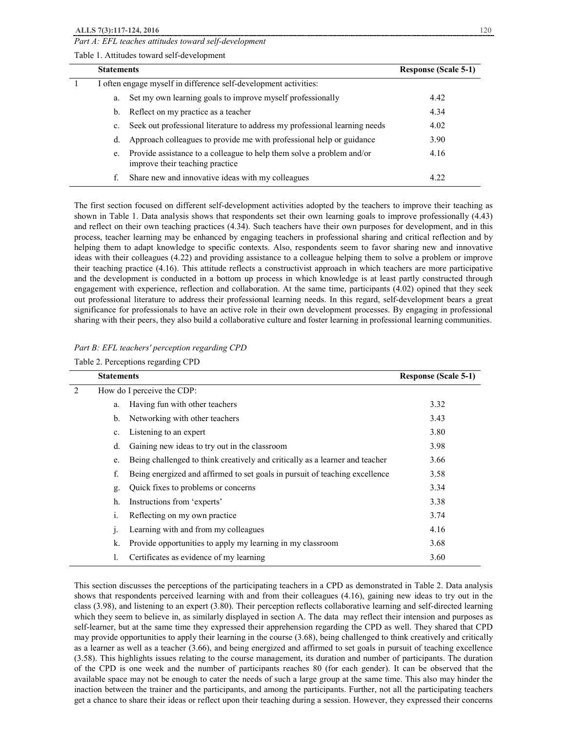*Part A: EFL teaches attitudes toward self-development*

Table 1. Attitudes toward self-development

| | Statements | Response (Scale 5-1) |
|---|---|---|
| 1 | I often engage myself in difference self-development activities: | |
| | a. Set my own learning goals to improve myself professionally | 4.42 |
| | b. Reflect on my practice as a teacher | 4.34 |
| | c. Seek out professional literature to address my professional learning needs | 4.02 |
| | d. Approach colleagues to provide me with professional help or guidance | 3.90 |
| | e. Provide assistance to a colleague to help them solve a problem and/or improve their teaching practice | 4.16 |
| | f. Share new and innovative ideas with my colleagues | 4.22 |

The first section focused on different self-development activities adopted by the teachers to improve their teaching as shown in Table 1. Data analysis shows that respondents set their own learning goals to improve professionally (4.43) and reflect on their own teaching practices (4.34). Such teachers have their own purposes for development, and in this process, teacher learning may be enhanced by engaging teachers in professional sharing and critical reflection and by helping them to adapt knowledge to specific contexts. Also, respondents seem to favor sharing new and innovative ideas with their colleagues (4.22) and providing assistance to a colleague helping them to solve a problem or improve their teaching practice (4.16). This attitude reflects a constructivist approach in which teachers are more participative and the development is conducted in a bottom up process in which knowledge is at least partly constructed through engagement with experience, reflection and collaboration. At the same time, participants (4.02) opined that they seek out professional literature to address their professional learning needs. In this regard, self-development bears a great significance for professionals to have an active role in their own development processes. By engaging in professional sharing with their peers, they also build a collaborative culture and foster learning in professional learning communities.

*Part B: EFL teachers' perception regarding CPD*

Table 2. Perceptions regarding CPD

| | Statements | Response (Scale 5-1) |
|---|---|---|
| 2 | How do I perceive the CDP: | |
| | a. Having fun with other teachers | 3.32 |
| | b. Networking with other teachers | 3.43 |
| | c. Listening to an expert | 3.80 |
| | d. Gaining new ideas to try out in the classroom | 3.98 |
| | e. Being challenged to think creatively and critically as a learner and teacher | 3.66 |
| | f. Being energized and affirmed to set goals in pursuit of teaching excellence | 3.58 |
| | g. Quick fixes to problems or concerns | 3.34 |
| | h. Instructions from 'experts' | 3.38 |
| | i. Reflecting on my own practice | 3.74 |
| | j. Learning with and from my colleagues | 4.16 |
| | k. Provide opportunities to apply my learning in my classroom | 3.68 |
| | l. Certificates as evidence of my learning | 3.60 |

This section discusses the perceptions of the participating teachers in a CPD as demonstrated in Table 2. Data analysis shows that respondents perceived learning with and from their colleagues (4.16), gaining new ideas to try out in the class (3.98), and listening to an expert (3.80). Their perception reflects collaborative learning and self-directed learning which they seem to believe in, as similarly displayed in section A. The data may reflect their intension and purposes as self-learner, but at the same time they expressed their apprehension regarding the CPD as well. They shared that CPD may provide opportunities to apply their learning in the course (3.68), being challenged to think creatively and critically as a learner as well as a teacher (3.66), and being energized and affirmed to set goals in pursuit of teaching excellence (3.58). This highlights issues relating to the course management, its duration and number of participants. The duration of the CPD is one week and the number of participants reaches 80 (for each gender). It can be observed that the available space may not be enough to cater the needs of such a large group at the same time. This also may hinder the inaction between the trainer and the participants, and among the participants. Further, not all the participating teachers get a chance to share their ideas or reflect upon their teaching during a session. However, they expressed their concerns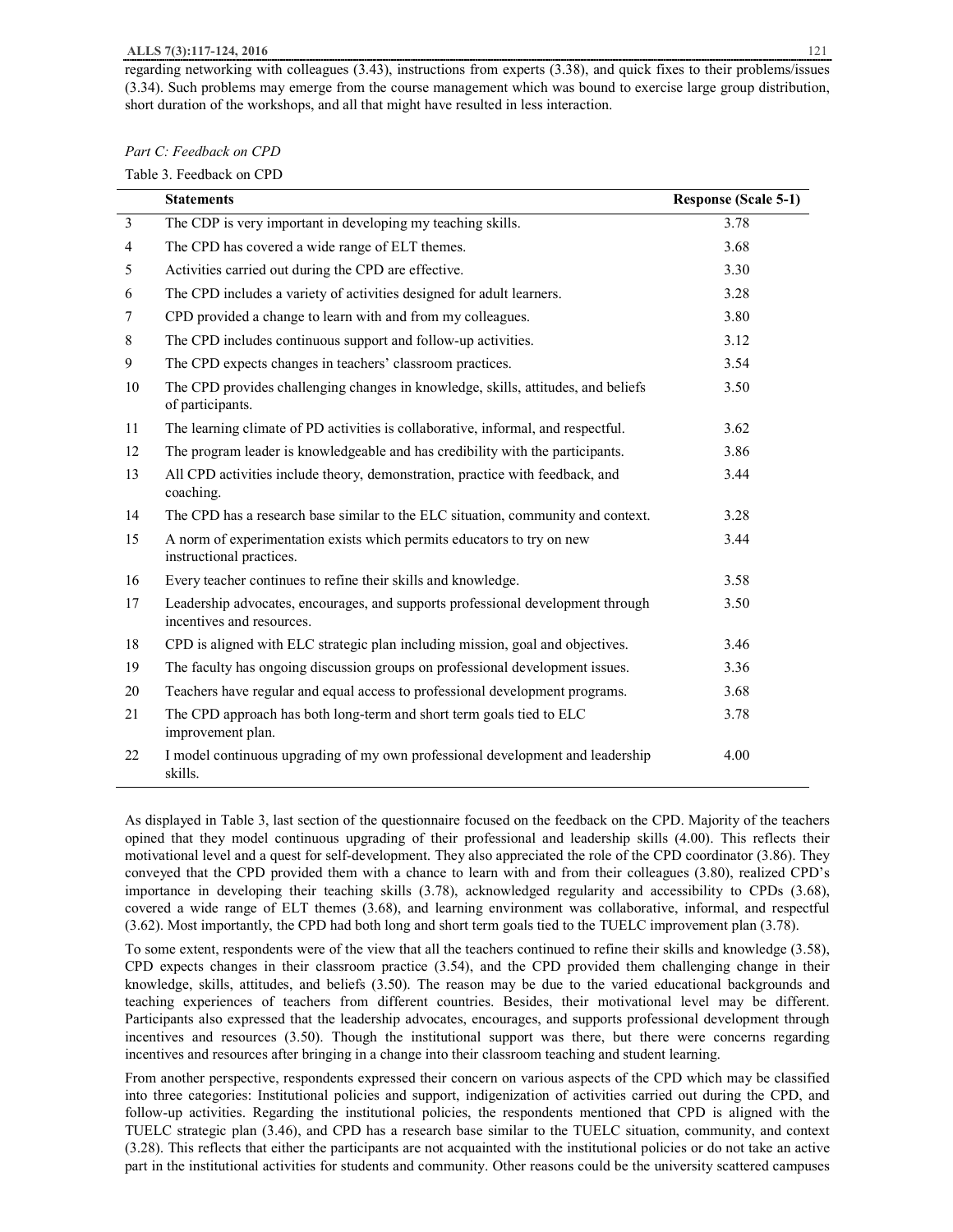regarding networking with colleagues (3.43), instructions from experts (3.38), and quick fixes to their problems/issues (3.34). Such problems may emerge from the course management which was bound to exercise large group distribution, short duration of the workshops, and all that might have resulted in less interaction.

*Part C: Feedback on CPD*

Table 3. Feedback on CPD

| | Statements | Response (Scale 5-1) |
|---|---|---|
| 3 | The CDP is very important in developing my teaching skills. | 3.78 |
| 4 | The CPD has covered a wide range of ELT themes. | 3.68 |
| 5 | Activities carried out during the CPD are effective. | 3.30 |
| 6 | The CPD includes a variety of activities designed for adult learners. | 3.28 |
| 7 | CPD provided a change to learn with and from my colleagues. | 3.80 |
| 8 | The CPD includes continuous support and follow-up activities. | 3.12 |
| 9 | The CPD expects changes in teachers' classroom practices. | 3.54 |
| 10 | The CPD provides challenging changes in knowledge, skills, attitudes, and beliefs of participants. | 3.50 |
| 11 | The learning climate of PD activities is collaborative, informal, and respectful. | 3.62 |
| 12 | The program leader is knowledgeable and has credibility with the participants. | 3.86 |
| 13 | All CPD activities include theory, demonstration, practice with feedback, and coaching. | 3.44 |
| 14 | The CPD has a research base similar to the ELC situation, community and context. | 3.28 |
| 15 | A norm of experimentation exists which permits educators to try on new instructional practices. | 3.44 |
| 16 | Every teacher continues to refine their skills and knowledge. | 3.58 |
| 17 | Leadership advocates, encourages, and supports professional development through incentives and resources. | 3.50 |
| 18 | CPD is aligned with ELC strategic plan including mission, goal and objectives. | 3.46 |
| 19 | The faculty has ongoing discussion groups on professional development issues. | 3.36 |
| 20 | Teachers have regular and equal access to professional development programs. | 3.68 |
| 21 | The CPD approach has both long-term and short term goals tied to ELC improvement plan. | 3.78 |
| 22 | I model continuous upgrading of my own professional development and leadership skills. | 4.00 |

As displayed in Table 3, last section of the questionnaire focused on the feedback on the CPD. Majority of the teachers opined that they model continuous upgrading of their professional and leadership skills (4.00). This reflects their motivational level and a quest for self-development. They also appreciated the role of the CPD coordinator (3.86). They conveyed that the CPD provided them with a chance to learn with and from their colleagues (3.80), realized CPD's importance in developing their teaching skills (3.78), acknowledged regularity and accessibility to CPDs (3.68), covered a wide range of ELT themes (3.68), and learning environment was collaborative, informal, and respectful (3.62). Most importantly, the CPD had both long and short term goals tied to the TUELC improvement plan (3.78).

To some extent, respondents were of the view that all the teachers continued to refine their skills and knowledge (3.58), CPD expects changes in their classroom practice (3.54), and the CPD provided them challenging change in their knowledge, skills, attitudes, and beliefs (3.50). The reason may be due to the varied educational backgrounds and teaching experiences of teachers from different countries. Besides, their motivational level may be different. Participants also expressed that the leadership advocates, encourages, and supports professional development through incentives and resources (3.50). Though the institutional support was there, but there were concerns regarding incentives and resources after bringing in a change into their classroom teaching and student learning.

From another perspective, respondents expressed their concern on various aspects of the CPD which may be classified into three categories: Institutional policies and support, indigenization of activities carried out during the CPD, and follow-up activities. Regarding the institutional policies, the respondents mentioned that CPD is aligned with the TUELC strategic plan (3.46), and CPD has a research base similar to the TUELC situation, community, and context (3.28). This reflects that either the participants are not acquainted with the institutional policies or do not take an active part in the institutional activities for students and community. Other reasons could be the university scattered campuses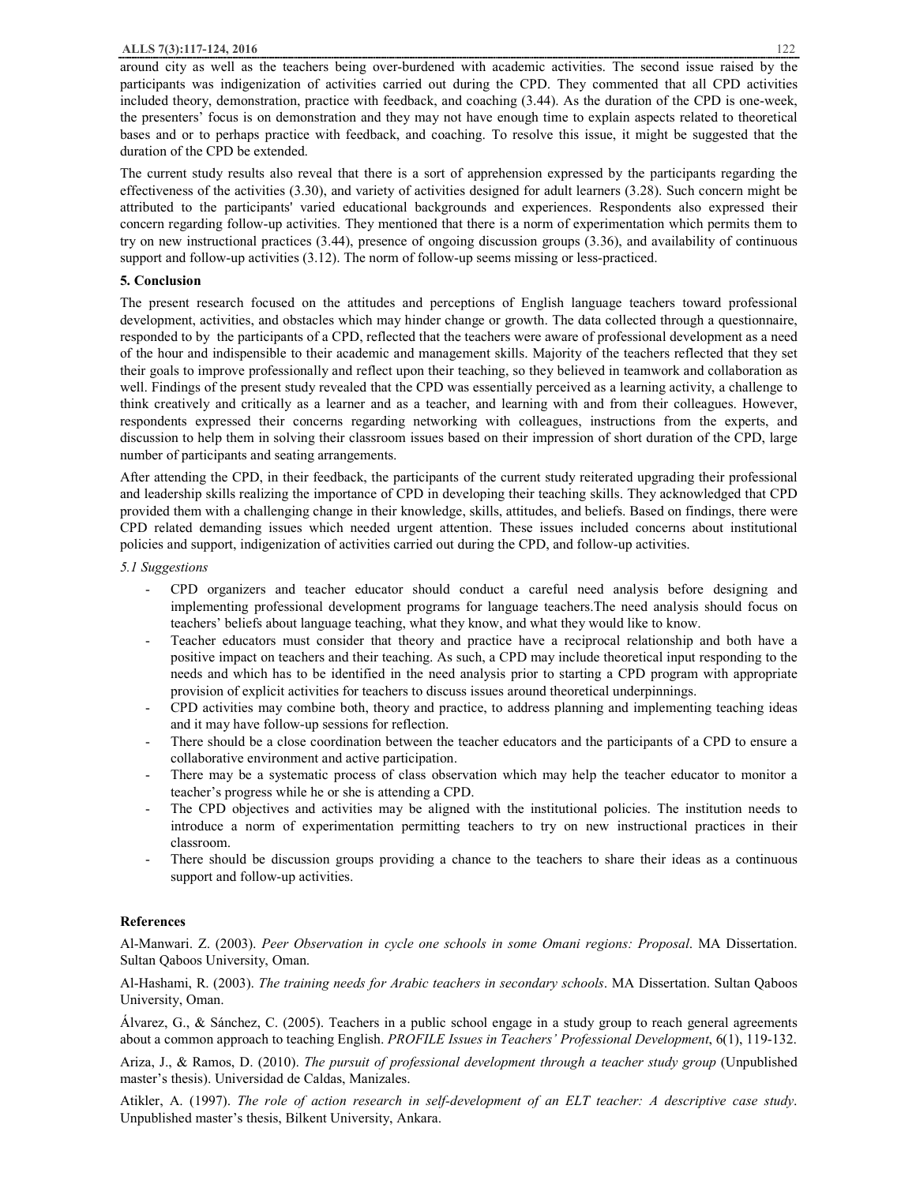around city as well as the teachers being over-burdened with academic activities. The second issue raised by the participants was indigenization of activities carried out during the CPD. They commented that all CPD activities included theory, demonstration, practice with feedback, and coaching (3.44). As the duration of the CPD is one-week, the presenters' focus is on demonstration and they may not have enough time to explain aspects related to theoretical bases and or to perhaps practice with feedback, and coaching. To resolve this issue, it might be suggested that the duration of the CPD be extended.

The current study results also reveal that there is a sort of apprehension expressed by the participants regarding the effectiveness of the activities (3.30), and variety of activities designed for adult learners (3.28). Such concern might be attributed to the participants' varied educational backgrounds and experiences. Respondents also expressed their concern regarding follow-up activities. They mentioned that there is a norm of experimentation which permits them to try on new instructional practices (3.44), presence of ongoing discussion groups (3.36), and availability of continuous support and follow-up activities (3.12). The norm of follow-up seems missing or less-practiced.

## 5. Conclusion

The present research focused on the attitudes and perceptions of English language teachers toward professional development, activities, and obstacles which may hinder change or growth. The data collected through a questionnaire, responded to by the participants of a CPD, reflected that the teachers were aware of professional development as a need of the hour and indispensible to their academic and management skills. Majority of the teachers reflected that they set their goals to improve professionally and reflect upon their teaching, so they believed in teamwork and collaboration as well. Findings of the present study revealed that the CPD was essentially perceived as a learning activity, a challenge to think creatively and critically as a learner and as a teacher, and learning with and from their colleagues. However, respondents expressed their concerns regarding networking with colleagues, instructions from the experts, and discussion to help them in solving their classroom issues based on their impression of short duration of the CPD, large number of participants and seating arrangements.

After attending the CPD, in their feedback, the participants of the current study reiterated upgrading their professional and leadership skills realizing the importance of CPD in developing their teaching skills. They acknowledged that CPD provided them with a challenging change in their knowledge, skills, attitudes, and beliefs. Based on findings, there were CPD related demanding issues which needed urgent attention. These issues included concerns about institutional policies and support, indigenization of activities carried out during the CPD, and follow-up activities.

### *5.1 Suggestions*

- CPD organizers and teacher educator should conduct a careful need analysis before designing and implementing professional development programs for language teachers.The need analysis should focus on teachers' beliefs about language teaching, what they know, and what they would like to know.
- Teacher educators must consider that theory and practice have a reciprocal relationship and both have a positive impact on teachers and their teaching. As such, a CPD may include theoretical input responding to the needs and which has to be identified in the need analysis prior to starting a CPD program with appropriate provision of explicit activities for teachers to discuss issues around theoretical underpinnings.
- CPD activities may combine both, theory and practice, to address planning and implementing teaching ideas and it may have follow-up sessions for reflection.
- There should be a close coordination between the teacher educators and the participants of a CPD to ensure a collaborative environment and active participation.
- There may be a systematic process of class observation which may help the teacher educator to monitor a teacher's progress while he or she is attending a CPD.
- The CPD objectives and activities may be aligned with the institutional policies. The institution needs to introduce a norm of experimentation permitting teachers to try on new instructional practices in their classroom.
- There should be discussion groups providing a chance to the teachers to share their ideas as a continuous support and follow-up activities.

## References

Al-Manwari. Z. (2003). *Peer Observation in cycle one schools in some Omani regions: Proposal*. MA Dissertation. Sultan Qaboos University, Oman.

Al-Hashami, R. (2003). *The training needs for Arabic teachers in secondary schools*. MA Dissertation. Sultan Qaboos University, Oman.

Álvarez, G., & Sánchez, C. (2005). Teachers in a public school engage in a study group to reach general agreements about a common approach to teaching English. *PROFILE Issues in Teachers' Professional Development*, 6(1), 119-132.

Ariza, J., & Ramos, D. (2010). *The pursuit of professional development through a teacher study group* (Unpublished master's thesis). Universidad de Caldas, Manizales.

Atikler, A. (1997). *The role of action research in self-development of an ELT teacher: A descriptive case study*. Unpublished master's thesis, Bilkent University, Ankara.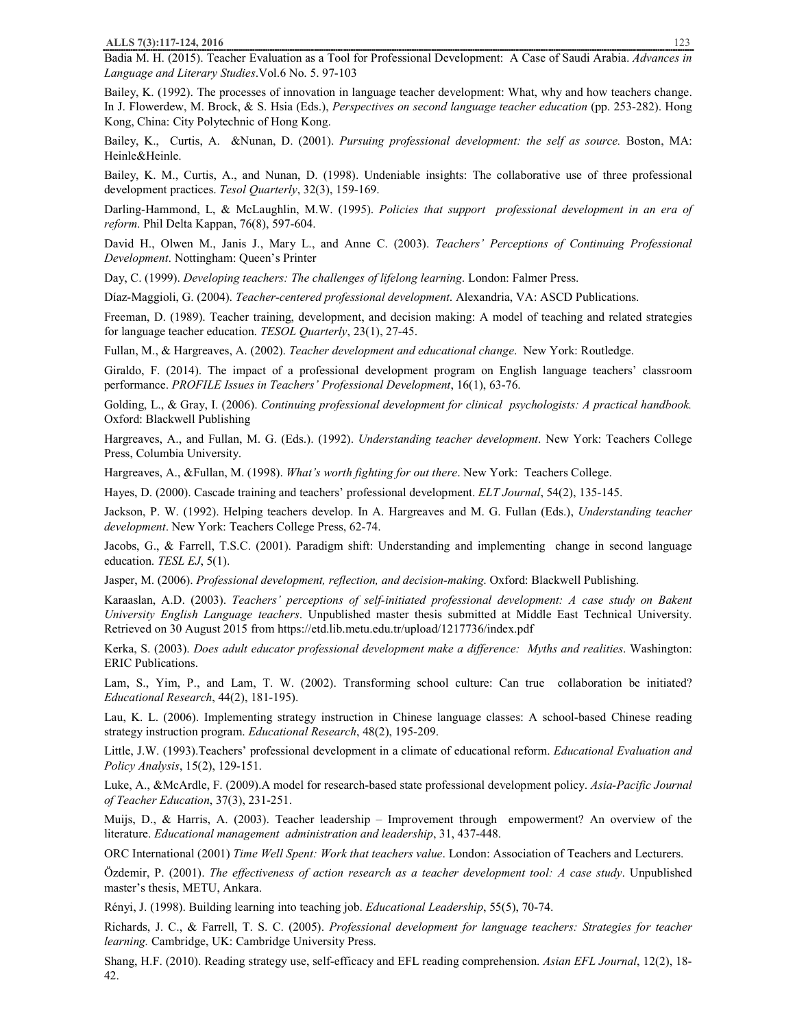Badia M. H. (2015). Teacher Evaluation as a Tool for Professional Development: A Case of Saudi Arabia. *Advances in Language and Literary Studies*.Vol.6 No. 5. 97-103

Bailey, K. (1992). The processes of innovation in language teacher development: What, why and how teachers change. In J. Flowerdew, M. Brock, & S. Hsia (Eds.), *Perspectives on second language teacher education* (pp. 253-282). Hong Kong, China: City Polytechnic of Hong Kong.

Bailey, K., Curtis, A. &Nunan, D. (2001). *Pursuing professional development: the self as source.* Boston, MA: Heinle&Heinle.

Bailey, K. M., Curtis, A., and Nunan, D. (1998). Undeniable insights: The collaborative use of three professional development practices. *Tesol Quarterly*, 32(3), 159-169.

Darling-Hammond, L, & McLaughlin, M.W. (1995). *Policies that support professional development in an era of reform*. Phil Delta Kappan, 76(8), 597-604.

David H., Olwen M., Janis J., Mary L., and Anne C. (2003). *Teachers' Perceptions of Continuing Professional Development*. Nottingham: Queen's Printer

Day, C. (1999). *Developing teachers: The challenges of lifelong learning*. London: Falmer Press.

Díaz-Maggioli, G. (2004). *Teacher-centered professional development*. Alexandria, VA: ASCD Publications.

Freeman, D. (1989). Teacher training, development, and decision making: A model of teaching and related strategies for language teacher education. *TESOL Quarterly*, 23(1), 27-45.

Fullan, M., & Hargreaves, A. (2002). *Teacher development and educational change*. New York: Routledge.

Giraldo, F. (2014). The impact of a professional development program on English language teachers' classroom performance. *PROFILE Issues in Teachers' Professional Development*, 16(1), 63-76.

Golding, L., & Gray, I. (2006). *Continuing professional development for clinical psychologists: A practical handbook.* Oxford: Blackwell Publishing

Hargreaves, A., and Fullan, M. G. (Eds.). (1992). *Understanding teacher development*. New York: Teachers College Press, Columbia University.

Hargreaves, A., &Fullan, M. (1998). *What's worth fighting for out there*. New York: Teachers College.

Hayes, D. (2000). Cascade training and teachers' professional development. *ELT Journal*, 54(2), 135-145.

Jackson, P. W. (1992). Helping teachers develop. In A. Hargreaves and M. G. Fullan (Eds.), *Understanding teacher development*. New York: Teachers College Press, 62-74.

Jacobs, G., & Farrell, T.S.C. (2001). Paradigm shift: Understanding and implementing change in second language education. *TESL EJ*, 5(1).

Jasper, M. (2006). *Professional development, reflection, and decision-making*. Oxford: Blackwell Publishing.

Karaaslan, A.D. (2003). *Teachers' perceptions of self-initiated professional development: A case study on Bakent University English Language teachers*. Unpublished master thesis submitted at Middle East Technical University. Retrieved on 30 August 2015 from https://etd.lib.metu.edu.tr/upload/1217736/index.pdf

Kerka, S. (2003). *Does adult educator professional development make a difference: Myths and realities*. Washington: ERIC Publications.

Lam, S., Yim, P., and Lam, T. W. (2002). Transforming school culture: Can true collaboration be initiated? *Educational Research*, 44(2), 181-195).

Lau, K. L. (2006). Implementing strategy instruction in Chinese language classes: A school-based Chinese reading strategy instruction program. *Educational Research*, 48(2), 195-209.

Little, J.W. (1993).Teachers' professional development in a climate of educational reform. *Educational Evaluation and Policy Analysis*, 15(2), 129-151.

Luke, A., &McArdle, F. (2009).A model for research-based state professional development policy. *Asia-Pacific Journal of Teacher Education*, 37(3), 231-251.

Muijs, D., & Harris, A. (2003). Teacher leadership – Improvement through empowerment? An overview of the literature. *Educational management administration and leadership*, 31, 437-448.

ORC International (2001) *Time Well Spent: Work that teachers value*. London: Association of Teachers and Lecturers.

Özdemir, P. (2001). *The effectiveness of action research as a teacher development tool: A case study*. Unpublished master's thesis, METU, Ankara.

Rényi, J. (1998). Building learning into teaching job. *Educational Leadership*, 55(5), 70-74.

Richards, J. C., & Farrell, T. S. C. (2005). *Professional development for language teachers: Strategies for teacher learning.* Cambridge, UK: Cambridge University Press.

Shang, H.F. (2010). Reading strategy use, self-efficacy and EFL reading comprehension. *Asian EFL Journal*, 12(2), 18-42.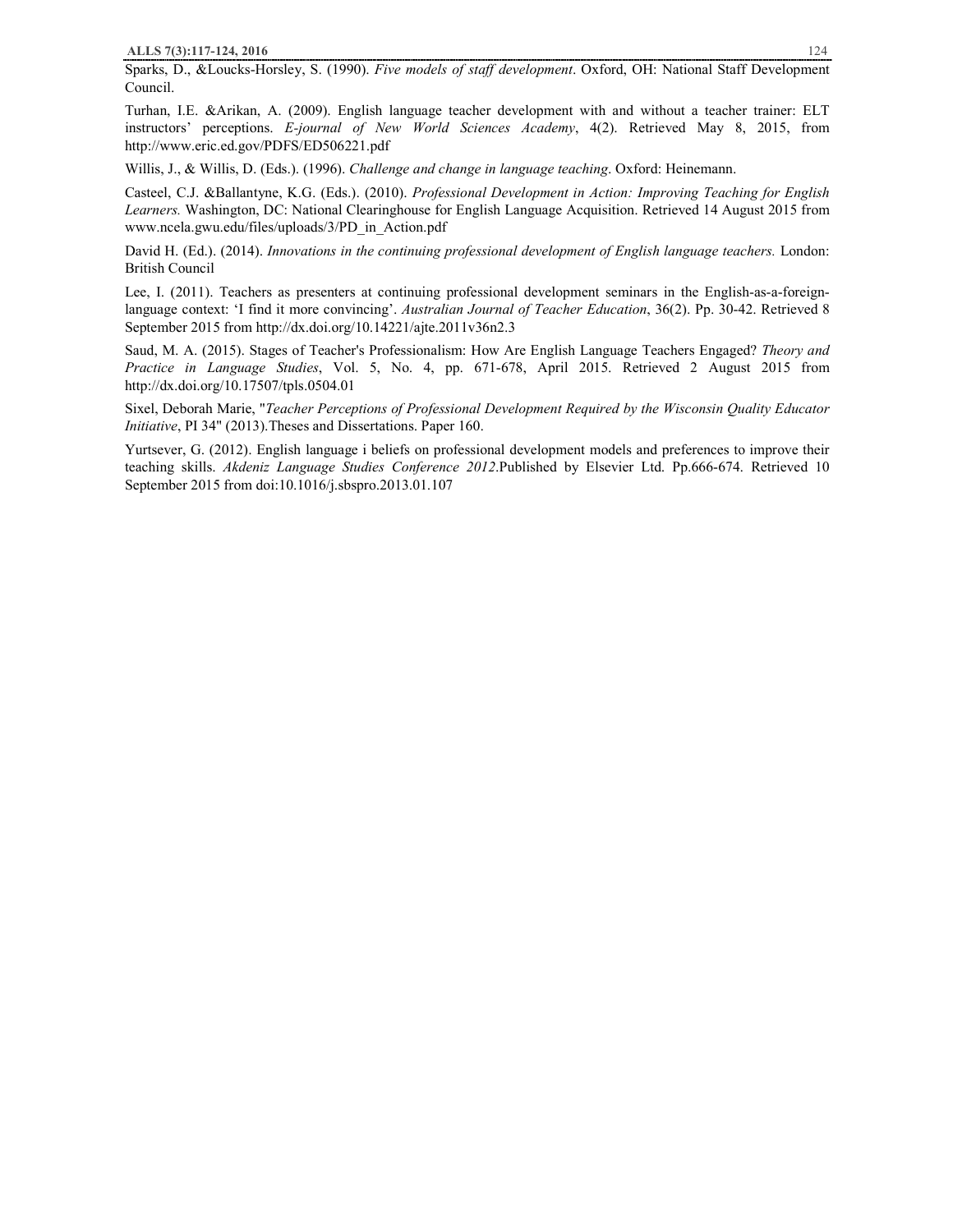Sparks, D., &Loucks-Horsley, S. (1990). *Five models of staff development*. Oxford, OH: National Staff Development Council.

Turhan, I.E. &Arikan, A. (2009). English language teacher development with and without a teacher trainer: ELT instructors' perceptions. *E-journal of New World Sciences Academy*, 4(2). Retrieved May 8, 2015, from http://www.eric.ed.gov/PDFS/ED506221.pdf

Willis, J., & Willis, D. (Eds.). (1996). *Challenge and change in language teaching*. Oxford: Heinemann.

Casteel, C.J. &Ballantyne, K.G. (Eds.). (2010). *Professional Development in Action: Improving Teaching for English Learners.* Washington, DC: National Clearinghouse for English Language Acquisition. Retrieved 14 August 2015 from www.ncela.gwu.edu/files/uploads/3/PD_in_Action.pdf

David H. (Ed.). (2014). *Innovations in the continuing professional development of English language teachers.* London: British Council

Lee, I. (2011). Teachers as presenters at continuing professional development seminars in the English-as-a-foreign-language context: 'I find it more convincing'. *Australian Journal of Teacher Education*, 36(2). Pp. 30-42. Retrieved 8 September 2015 from http://dx.doi.org/10.14221/ajte.2011v36n2.3

Saud, M. A. (2015). Stages of Teacher's Professionalism: How Are English Language Teachers Engaged? *Theory and Practice in Language Studies*, Vol. 5, No. 4, pp. 671-678, April 2015. Retrieved 2 August 2015 from http://dx.doi.org/10.17507/tpls.0504.01

Sixel, Deborah Marie, "*Teacher Perceptions of Professional Development Required by the Wisconsin Quality Educator Initiative*, PI 34" (2013).Theses and Dissertations. Paper 160.

Yurtsever, G. (2012). English language i beliefs on professional development models and preferences to improve their teaching skills. *Akdeniz Language Studies Conference 2012*.Published by Elsevier Ltd. Pp.666-674. Retrieved 10 September 2015 from doi:10.1016/j.sbspro.2013.01.107